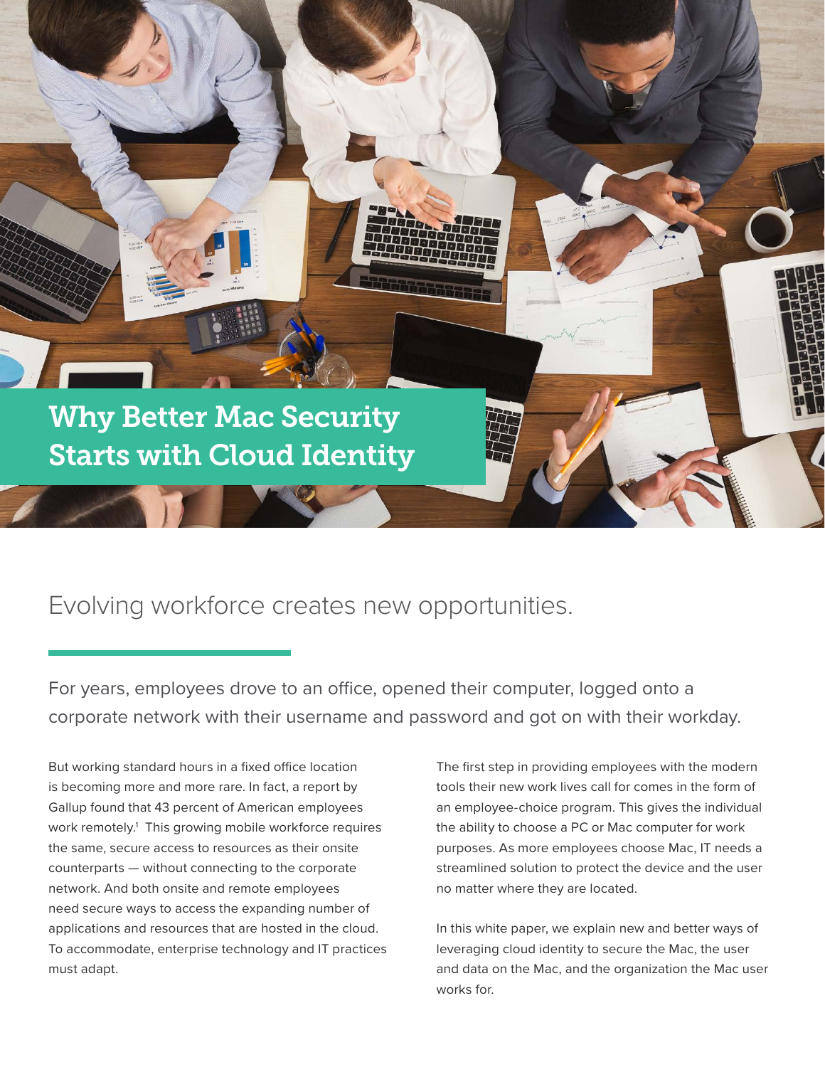# Why Better Mac Security Starts with Cloud Identity

## Evolving workforce creates new opportunities.

For years, employees drove to an office, opened their computer, logged onto a corporate network with their username and password and got on with their workday.

But working standard hours in a fixed office location is becoming more and more rare. In fact, a report by Gallup found that 43 percent of American employees work remotely.[1] This growing mobile workforce requires the same, secure access to resources as their onsite counterparts — without connecting to the corporate network. And both onsite and remote employees need secure ways to access the expanding number of applications and resources that are hosted in the cloud. To accommodate, enterprise technology and IT practices must adapt.

The first step in providing employees with the modern tools their new work lives call for comes in the form of an employee-choice program. This gives the individual the ability to choose a PC or Mac computer for work purposes. As more employees choose Mac, IT needs a streamlined solution to protect the device and the user no matter where they are located.

In this white paper, we explain new and better ways of leveraging cloud identity to secure the Mac, the user and data on the Mac, and the organization the Mac user works for.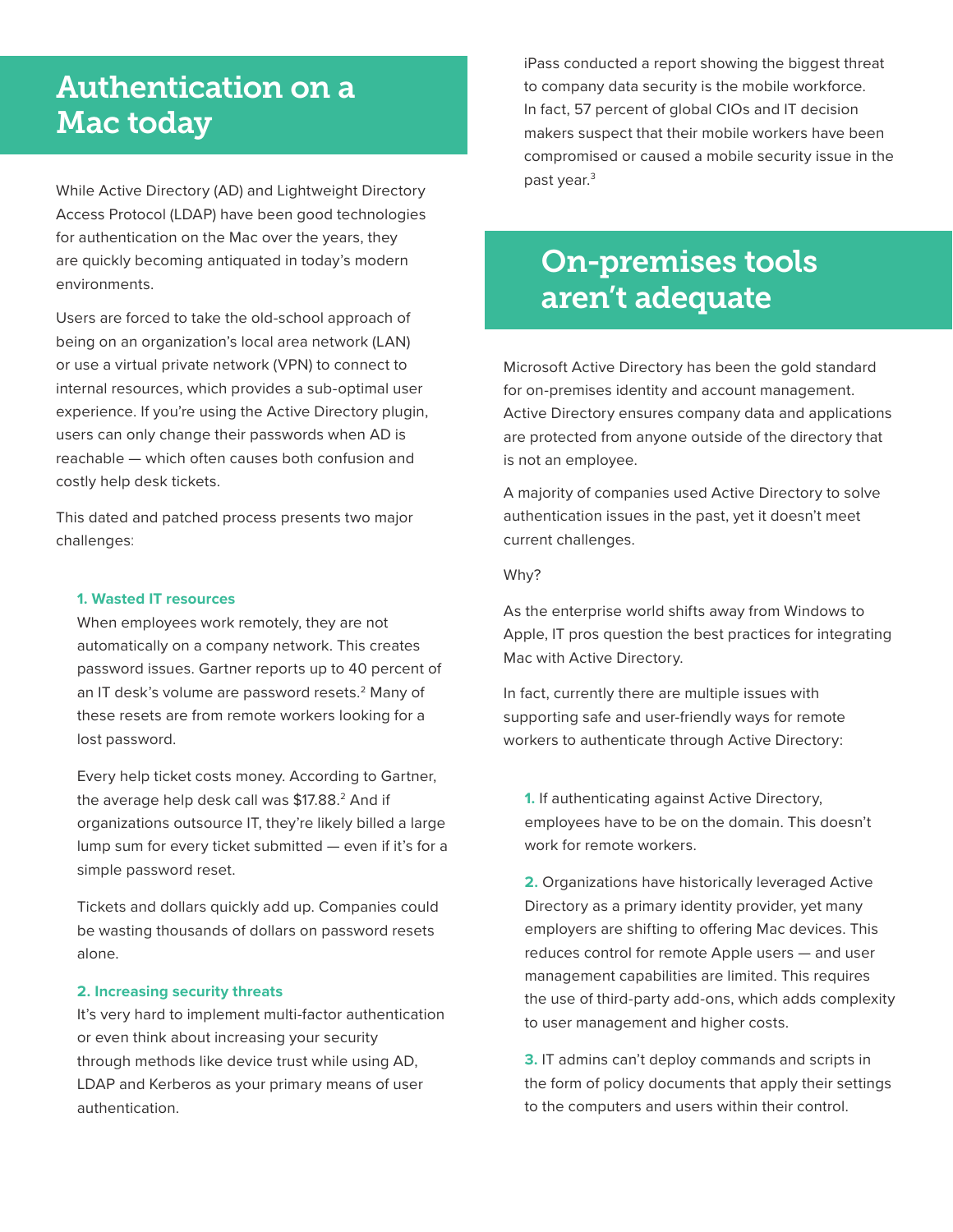# Authentication on a Mac today

While Active Directory (AD) and Lightweight Directory Access Protocol (LDAP) have been good technologies for authentication on the Mac over the years, they are quickly becoming antiquated in today's modern environments.

Users are forced to take the old-school approach of being on an organization's local area network (LAN) or use a virtual private network (VPN) to connect to internal resources, which provides a sub-optimal user experience. If you're using the Active Directory plugin, users can only change their passwords when AD is reachable — which often causes both confusion and costly help desk tickets.

This dated and patched process presents two major challenges:

### 1. Wasted IT resources

When employees work remotely, they are not automatically on a company network. This creates password issues. Gartner reports up to 40 percent of an IT desk's volume are password resets.[2] Many of these resets are from remote workers looking for a lost password.

Every help ticket costs money. According to Gartner, the average help desk call was $17.88.[2] And if organizations outsource IT, they're likely billed a large lump sum for every ticket submitted — even if it's for a simple password reset.

Tickets and dollars quickly add up. Companies could be wasting thousands of dollars on password resets alone.

### 2. Increasing security threats

It's very hard to implement multi-factor authentication or even think about increasing your security through methods like device trust while using AD, LDAP and Kerberos as your primary means of user authentication.

iPass conducted a report showing the biggest threat to company data security is the mobile workforce. In fact, 57 percent of global CIOs and IT decision makers suspect that their mobile workers have been compromised or caused a mobile security issue in the past year.[3]

# On-premises tools aren't adequate

Microsoft Active Directory has been the gold standard for on-premises identity and account management. Active Directory ensures company data and applications are protected from anyone outside of the directory that is not an employee.

A majority of companies used Active Directory to solve authentication issues in the past, yet it doesn't meet current challenges.

Why?

As the enterprise world shifts away from Windows to Apple, IT pros question the best practices for integrating Mac with Active Directory.

In fact, currently there are multiple issues with supporting safe and user-friendly ways for remote workers to authenticate through Active Directory:

1. If authenticating against Active Directory, employees have to be on the domain. This doesn't work for remote workers.

2. Organizations have historically leveraged Active Directory as a primary identity provider, yet many employers are shifting to offering Mac devices. This reduces control for remote Apple users — and user management capabilities are limited. This requires the use of third-party add-ons, which adds complexity to user management and higher costs.

3. IT admins can't deploy commands and scripts in the form of policy documents that apply their settings to the computers and users within their control.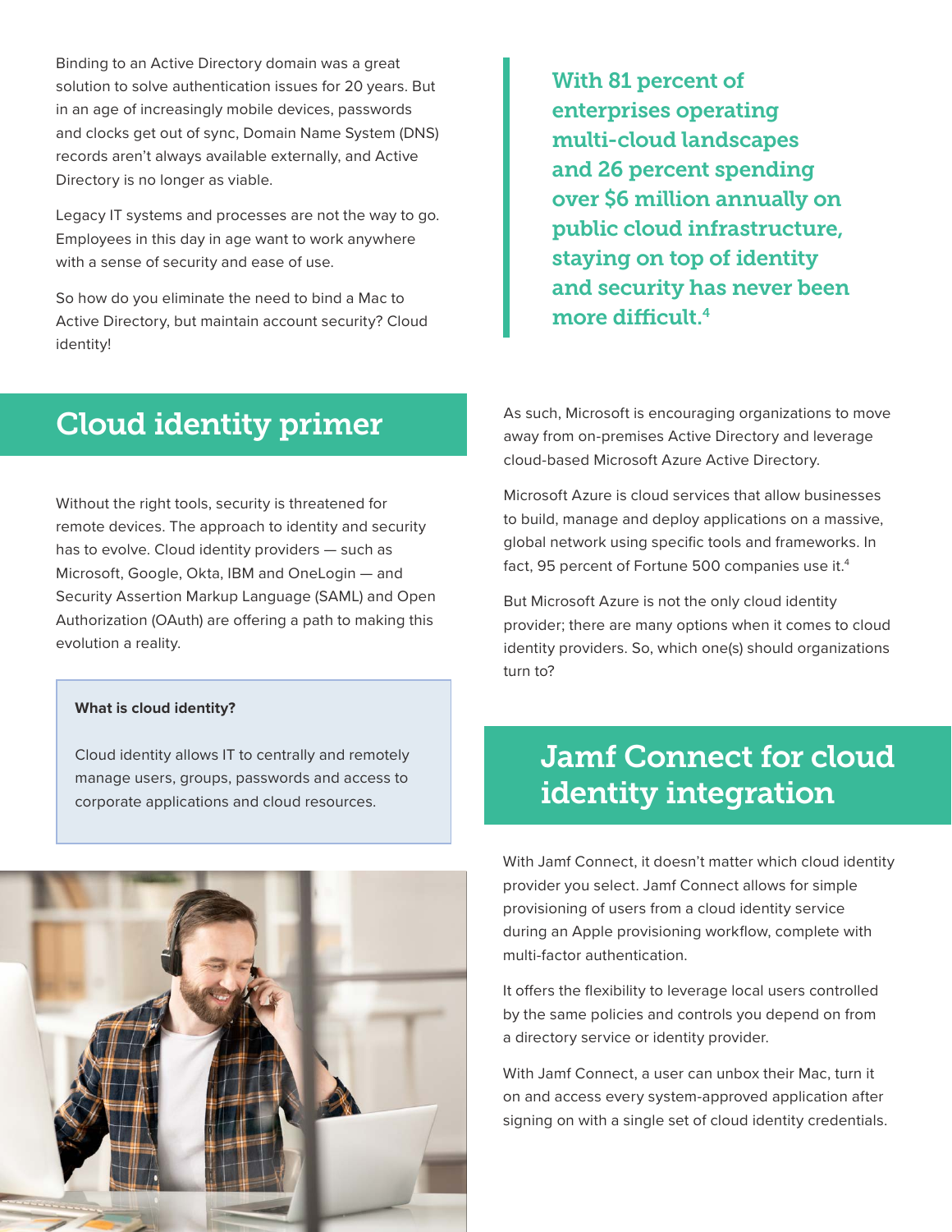Binding to an Active Directory domain was a great solution to solve authentication issues for 20 years. But in an age of increasingly mobile devices, passwords and clocks get out of sync, Domain Name System (DNS) records aren't always available externally, and Active Directory is no longer as viable.

Legacy IT systems and processes are not the way to go. Employees in this day in age want to work anywhere with a sense of security and ease of use.

So how do you eliminate the need to bind a Mac to Active Directory, but maintain account security? Cloud identity!

> **With 81 percent of enterprises operating multi-cloud landscapes and 26 percent spending over $6 million annually on public cloud infrastructure, staying on top of identity and security has never been more difficult.[4]**

## Cloud identity primer

Without the right tools, security is threatened for remote devices. The approach to identity and security has to evolve. Cloud identity providers — such as Microsoft, Google, Okta, IBM and OneLogin — and Security Assertion Markup Language (SAML) and Open Authorization (OAuth) are offering a path to making this evolution a reality.

**What is cloud identity?**

Cloud identity allows IT to centrally and remotely manage users, groups, passwords and access to corporate applications and cloud resources.

As such, Microsoft is encouraging organizations to move away from on-premises Active Directory and leverage cloud-based Microsoft Azure Active Directory.

Microsoft Azure is cloud services that allow businesses to build, manage and deploy applications on a massive, global network using specific tools and frameworks. In fact, 95 percent of Fortune 500 companies use it.[4]

But Microsoft Azure is not the only cloud identity provider; there are many options when it comes to cloud identity providers. So, which one(s) should organizations turn to?

## Jamf Connect for cloud identity integration

With Jamf Connect, it doesn't matter which cloud identity provider you select. Jamf Connect allows for simple provisioning of users from a cloud identity service during an Apple provisioning workflow, complete with multi-factor authentication.

It offers the flexibility to leverage local users controlled by the same policies and controls you depend on from a directory service or identity provider.

With Jamf Connect, a user can unbox their Mac, turn it on and access every system-approved application after signing on with a single set of cloud identity credentials.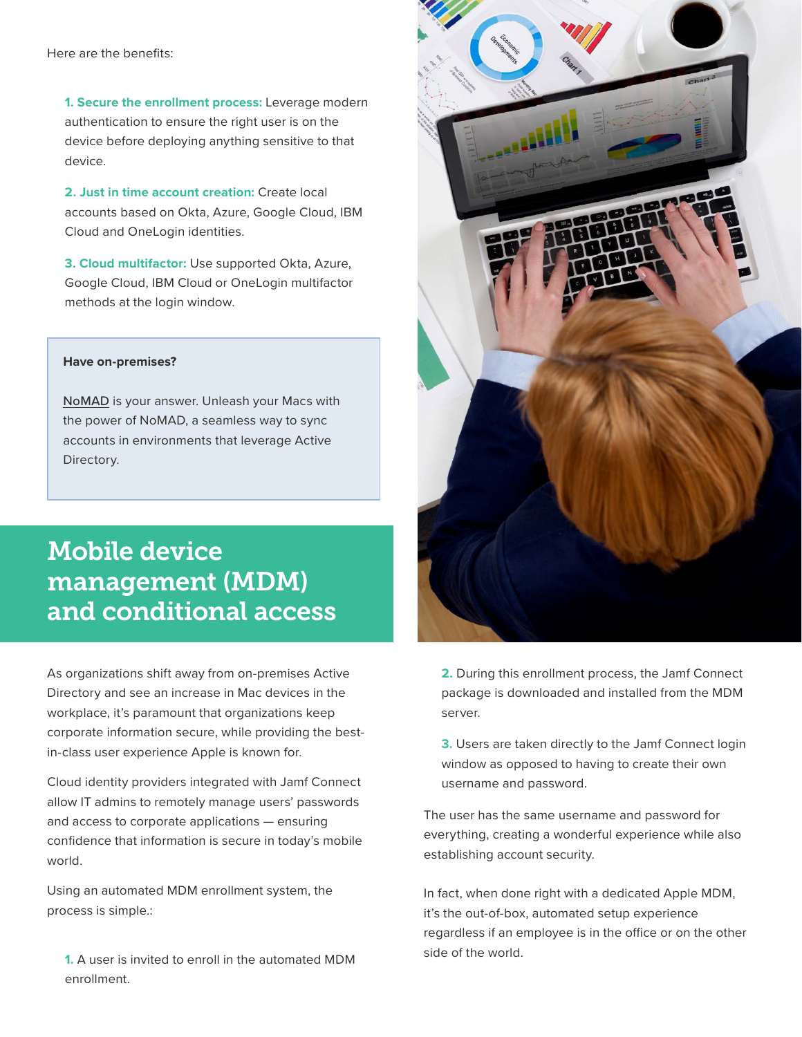Here are the benefits:

1. **Secure the enrollment process:** Leverage modern authentication to ensure the right user is on the device before deploying anything sensitive to that device.

2. **Just in time account creation:** Create local accounts based on Okta, Azure, Google Cloud, IBM Cloud and OneLogin identities.

3. **Cloud multifactor:** Use supported Okta, Azure, Google Cloud, IBM Cloud or OneLogin multifactor methods at the login window.

> **Have on-premises?**
>
> NoMAD is your answer. Unleash your Macs with the power of NoMAD, a seamless way to sync accounts in environments that leverage Active Directory.

## Mobile device management (MDM) and conditional access

As organizations shift away from on-premises Active Directory and see an increase in Mac devices in the workplace, it's paramount that organizations keep corporate information secure, while providing the best-in-class user experience Apple is known for.

Cloud identity providers integrated with Jamf Connect allow IT admins to remotely manage users' passwords and access to corporate applications — ensuring confidence that information is secure in today's mobile world.

Using an automated MDM enrollment system, the process is simple.:

1. A user is invited to enroll in the automated MDM enrollment.

2. During this enrollment process, the Jamf Connect package is downloaded and installed from the MDM server.

3. Users are taken directly to the Jamf Connect login window as opposed to having to create their own username and password.

The user has the same username and password for everything, creating a wonderful experience while also establishing account security.

In fact, when done right with a dedicated Apple MDM, it's the out-of-box, automated setup experience regardless if an employee is in the office or on the other side of the world.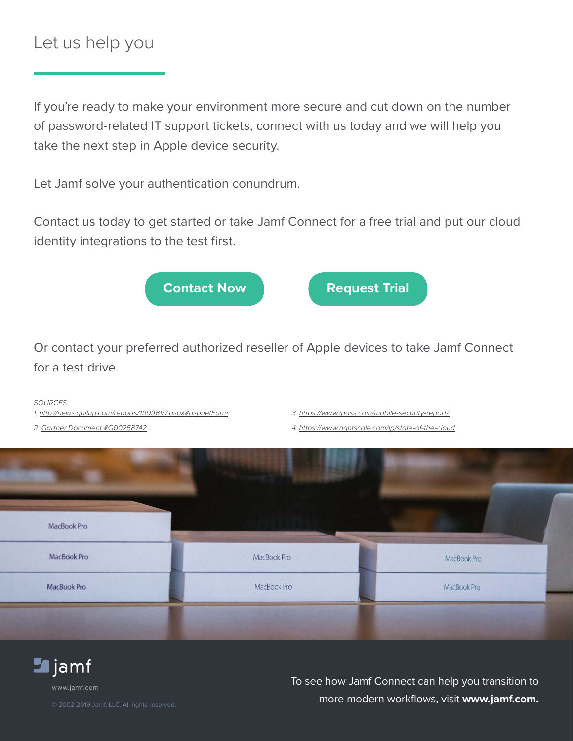## Let us help you

If you're ready to make your environment more secure and cut down on the number of password-related IT support tickets, connect with us today and we will help you take the next step in Apple device security.

Let Jamf solve your authentication conundrum.

Contact us today to get started or take Jamf Connect for a free trial and put our cloud identity integrations to the test first.

**Contact Now** **Request Trial**

Or contact your preferred authorized reseller of Apple devices to take Jamf Connect for a test drive.

*SOURCES:*

*1: http://news.gallup.com/reports/199961/7.aspx#aspnetForm*

*2: Gartner Document #G00258742*

*3: https://www.ipass.com/mobile-security-report/*

*4: https://www.rightscale.com/lp/state-of-the-cloud*

jamf

www.jamf.com

© 2002-2019 Jamf, LLC. All rights reserved.

To see how Jamf Connect can help you transition to more modern workflows, visit **www.jamf.com.**